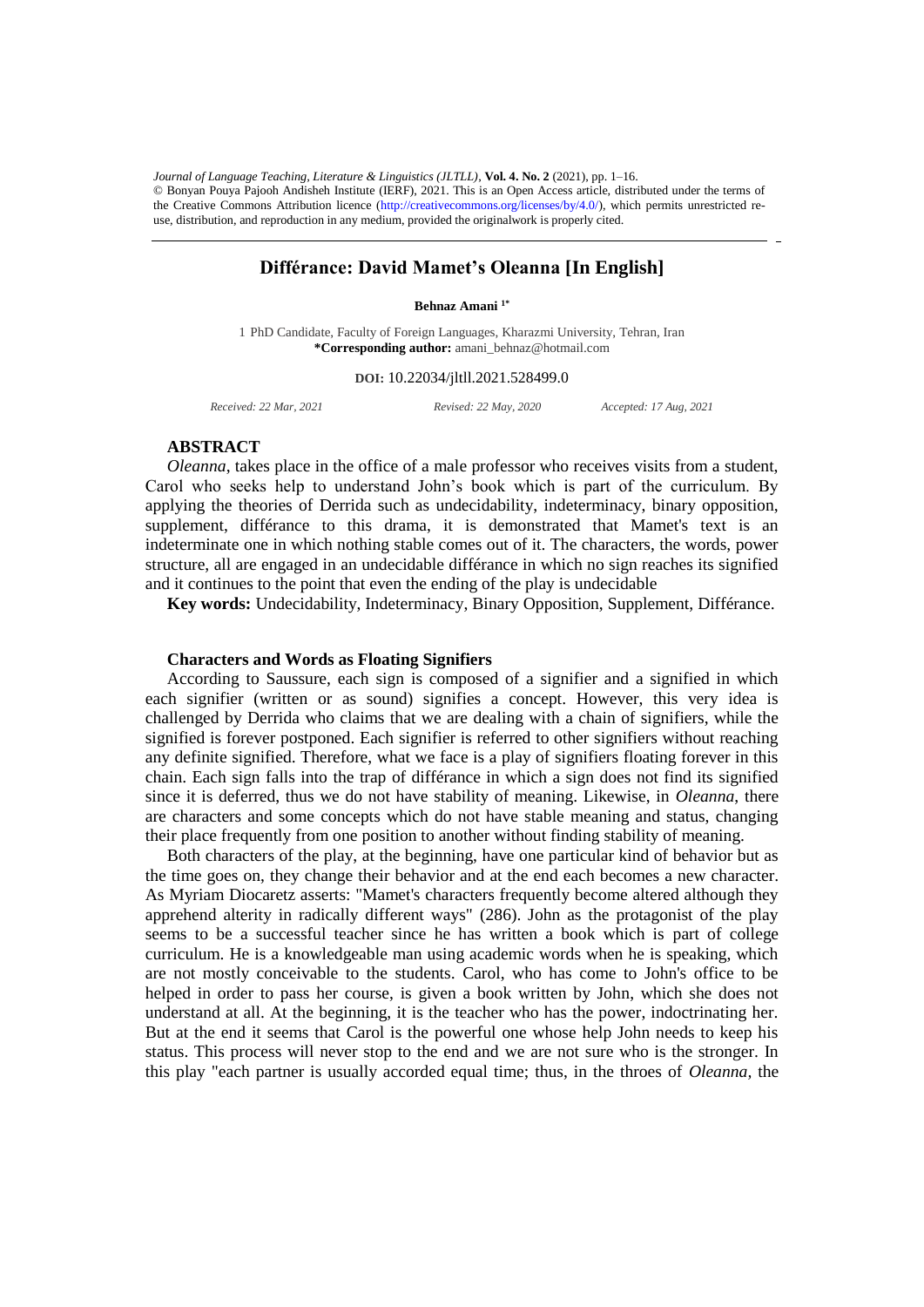*Journal of Language Teaching, Literature & Linguistics (JLTLL)*, **Vol. 4. No. 2** (2021), pp. 1–16.
© Bonyan Pouya Pajooh Andisheh Institute (IERF), 2021. This is an Open Access article, distributed under the terms of the Creative Commons Attribution licence (http://creativecommons.org/licenses/by/4.0/), which permits unrestricted re-use, distribution, and reproduction in any medium, provided the originalwork is properly cited.

# Différance: David Mamet's Oleanna [In English]

**Behnaz Amani** [1*]

1 PhD Candidate, Faculty of Foreign Languages, Kharazmi University, Tehran, Iran
**\*Corresponding author:** amani_behnaz@hotmail.com

**DOI:** 10.22034/jltll.2021.528499.0

*Received: 22 Mar, 2021* *Revised: 22 May, 2020* *Accepted: 17 Aug, 2021*

## ABSTRACT

*Oleanna*, takes place in the office of a male professor who receives visits from a student, Carol who seeks help to understand John's book which is part of the curriculum. By applying the theories of Derrida such as undecidability, indeterminacy, binary opposition, supplement, différance to this drama, it is demonstrated that Mamet's text is an indeterminate one in which nothing stable comes out of it. The characters, the words, power structure, all are engaged in an undecidable différance in which no sign reaches its signified and it continues to the point that even the ending of the play is undecidable

**Key words:** Undecidability, Indeterminacy, Binary Opposition, Supplement, Différance.

### Characters and Words as Floating Signifiers

According to Saussure, each sign is composed of a signifier and a signified in which each signifier (written or as sound) signifies a concept. However, this very idea is challenged by Derrida who claims that we are dealing with a chain of signifiers, while the signified is forever postponed. Each signifier is referred to other signifiers without reaching any definite signified. Therefore, what we face is a play of signifiers floating forever in this chain. Each sign falls into the trap of différance in which a sign does not find its signified since it is deferred, thus we do not have stability of meaning. Likewise, in *Oleanna*, there are characters and some concepts which do not have stable meaning and status, changing their place frequently from one position to another without finding stability of meaning.

Both characters of the play, at the beginning, have one particular kind of behavior but as the time goes on, they change their behavior and at the end each becomes a new character. As Myriam Diocaretz asserts: "Mamet's characters frequently become altered although they apprehend alterity in radically different ways" (286). John as the protagonist of the play seems to be a successful teacher since he has written a book which is part of college curriculum. He is a knowledgeable man using academic words when he is speaking, which are not mostly conceivable to the students. Carol, who has come to John's office to be helped in order to pass her course, is given a book written by John, which she does not understand at all. At the beginning, it is the teacher who has the power, indoctrinating her. But at the end it seems that Carol is the powerful one whose help John needs to keep his status. This process will never stop to the end and we are not sure who is the stronger. In this play "each partner is usually accorded equal time; thus, in the throes of *Oleanna*, the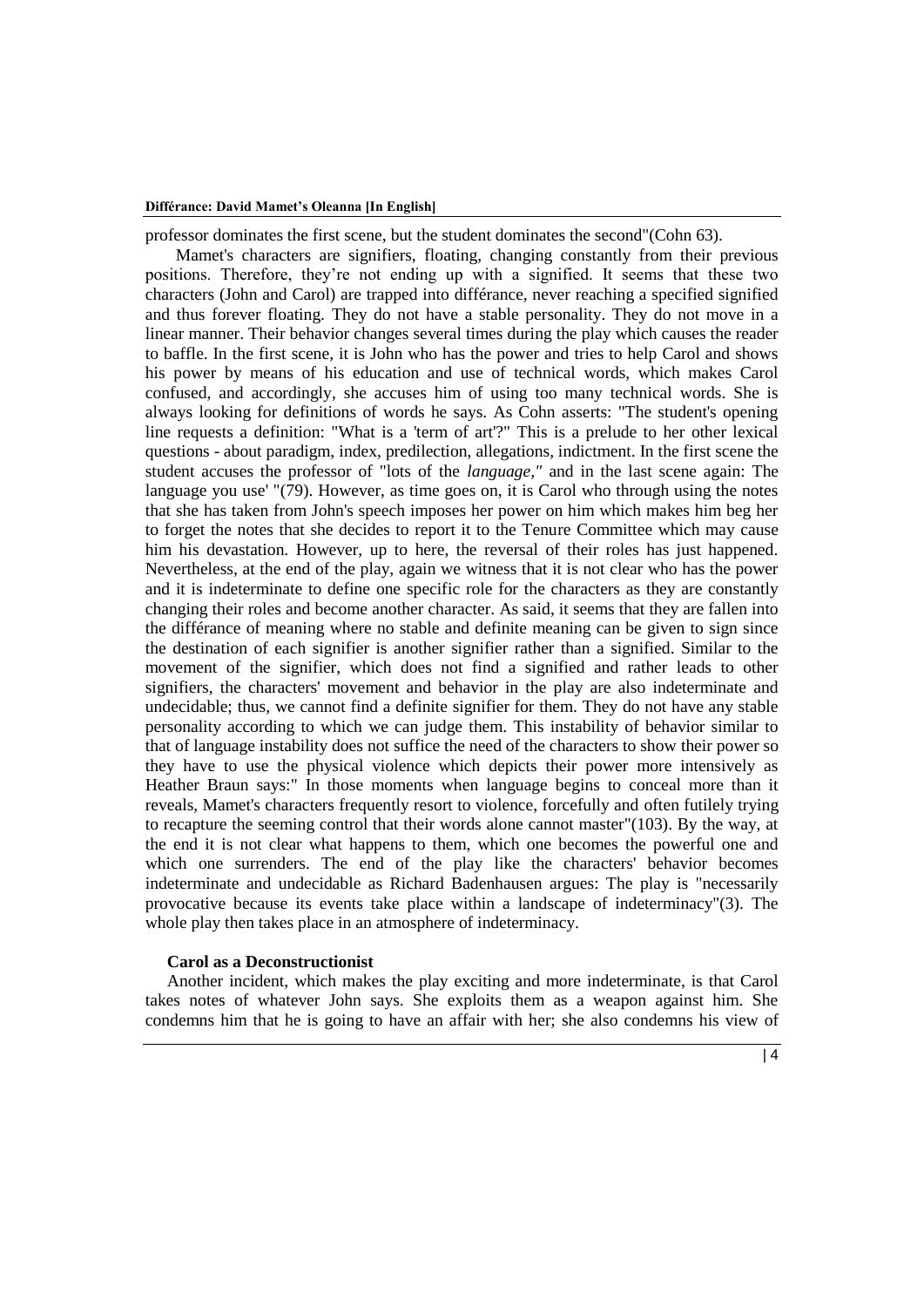professor dominates the first scene, but the student dominates the second"(Cohn 63).

Mamet's characters are signifiers, floating, changing constantly from their previous positions. Therefore, they're not ending up with a signified. It seems that these two characters (John and Carol) are trapped into différance, never reaching a specified signified and thus forever floating. They do not have a stable personality. They do not move in a linear manner. Their behavior changes several times during the play which causes the reader to baffle. In the first scene, it is John who has the power and tries to help Carol and shows his power by means of his education and use of technical words, which makes Carol confused, and accordingly, she accuses him of using too many technical words. She is always looking for definitions of words he says. As Cohn asserts: "The student's opening line requests a definition: "What is a 'term of art'?" This is a prelude to her other lexical questions - about paradigm, index, predilection, allegations, indictment. In the first scene the student accuses the professor of "lots of the *language*," and in the last scene again: The language you use' "(79). However, as time goes on, it is Carol who through using the notes that she has taken from John's speech imposes her power on him which makes him beg her to forget the notes that she decides to report it to the Tenure Committee which may cause him his devastation. However, up to here, the reversal of their roles has just happened. Nevertheless, at the end of the play, again we witness that it is not clear who has the power and it is indeterminate to define one specific role for the characters as they are constantly changing their roles and become another character. As said, it seems that they are fallen into the différance of meaning where no stable and definite meaning can be given to sign since the destination of each signifier is another signifier rather than a signified. Similar to the movement of the signifier, which does not find a signified and rather leads to other signifiers, the characters' movement and behavior in the play are also indeterminate and undecidable; thus, we cannot find a definite signifier for them. They do not have any stable personality according to which we can judge them. This instability of behavior similar to that of language instability does not suffice the need of the characters to show their power so they have to use the physical violence which depicts their power more intensively as Heather Braun says:" In those moments when language begins to conceal more than it reveals, Mamet's characters frequently resort to violence, forcefully and often futilely trying to recapture the seeming control that their words alone cannot master"(103). By the way, at the end it is not clear what happens to them, which one becomes the powerful one and which one surrenders. The end of the play like the characters' behavior becomes indeterminate and undecidable as Richard Badenhausen argues: The play is "necessarily provocative because its events take place within a landscape of indeterminacy"(3). The whole play then takes place in an atmosphere of indeterminacy.

**Carol as a Deconstructionist**

Another incident, which makes the play exciting and more indeterminate, is that Carol takes notes of whatever John says. She exploits them as a weapon against him. She condemns him that he is going to have an affair with her; she also condemns his view of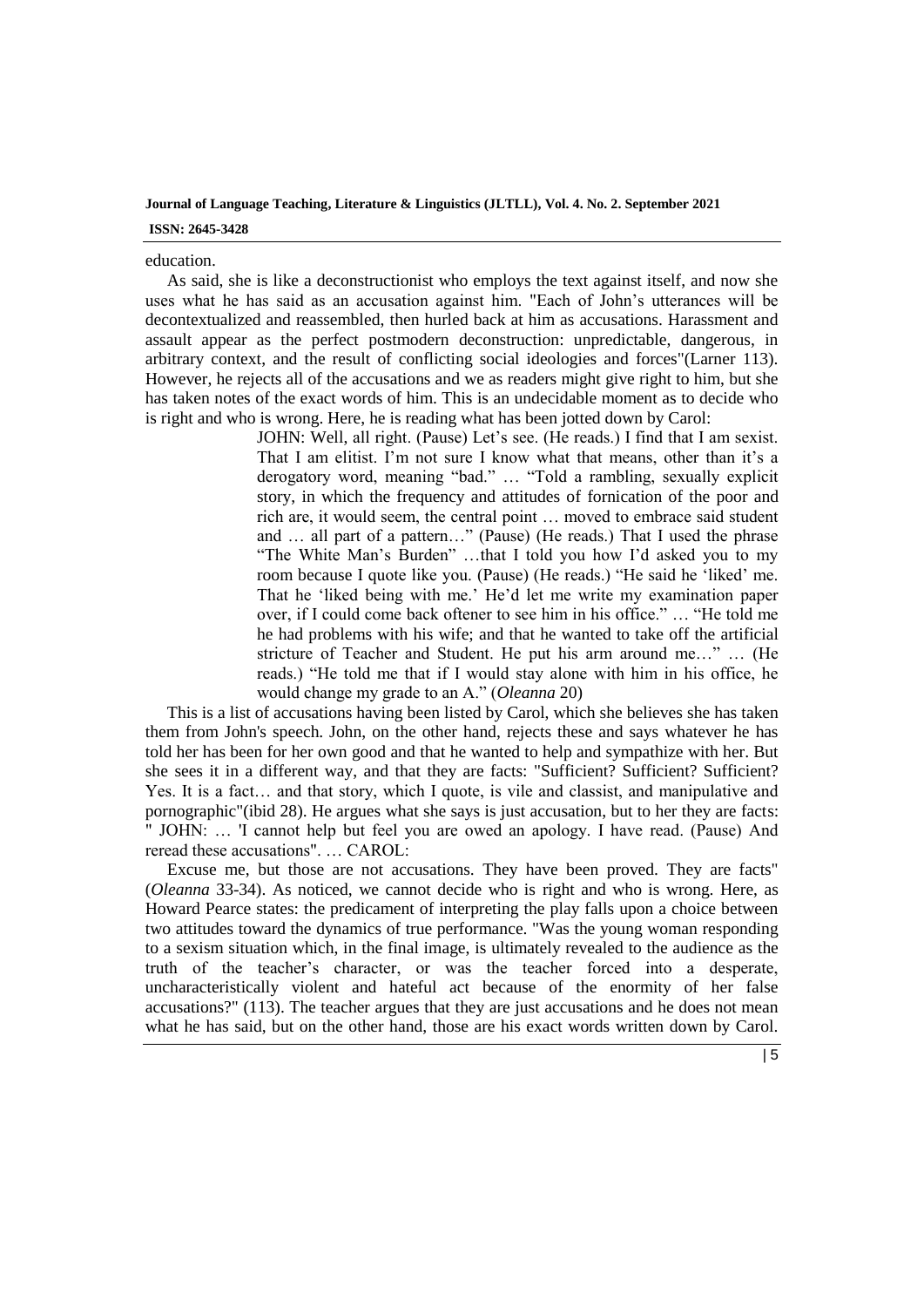education.

As said, she is like a deconstructionist who employs the text against itself, and now she uses what he has said as an accusation against him. "Each of John's utterances will be decontextualized and reassembled, then hurled back at him as accusations. Harassment and assault appear as the perfect postmodern deconstruction: unpredictable, dangerous, in arbitrary context, and the result of conflicting social ideologies and forces"(Larner 113). However, he rejects all of the accusations and we as readers might give right to him, but she has taken notes of the exact words of him. This is an undecidable moment as to decide who is right and who is wrong. Here, he is reading what has been jotted down by Carol:

> JOHN: Well, all right. (Pause) Let's see. (He reads.) I find that I am sexist. That I am elitist. I'm not sure I know what that means, other than it's a derogatory word, meaning "bad." … "Told a rambling, sexually explicit story, in which the frequency and attitudes of fornication of the poor and rich are, it would seem, the central point … moved to embrace said student and … all part of a pattern…" (Pause) (He reads.) That I used the phrase "The White Man's Burden" …that I told you how I'd asked you to my room because I quote like you. (Pause) (He reads.) "He said he 'liked' me. That he 'liked being with me.' He'd let me write my examination paper over, if I could come back oftener to see him in his office." … "He told me he had problems with his wife; and that he wanted to take off the artificial stricture of Teacher and Student. He put his arm around me…" … (He reads.) "He told me that if I would stay alone with him in his office, he would change my grade to an A." (*Oleanna* 20)

This is a list of accusations having been listed by Carol, which she believes she has taken them from John's speech. John, on the other hand, rejects these and says whatever he has told her has been for her own good and that he wanted to help and sympathize with her. But she sees it in a different way, and that they are facts: "Sufficient? Sufficient? Sufficient? Yes. It is a fact… and that story, which I quote, is vile and classist, and manipulative and pornographic"(ibid 28). He argues what she says is just accusation, but to her they are facts: " JOHN: … 'I cannot help but feel you are owed an apology. I have read. (Pause) And reread these accusations". … CAROL:

Excuse me, but those are not accusations. They have been proved. They are facts" (*Oleanna* 33-34). As noticed, we cannot decide who is right and who is wrong. Here, as Howard Pearce states: the predicament of interpreting the play falls upon a choice between two attitudes toward the dynamics of true performance. "Was the young woman responding to a sexism situation which, in the final image, is ultimately revealed to the audience as the truth of the teacher's character, or was the teacher forced into a desperate, uncharacteristically violent and hateful act because of the enormity of her false accusations?" (113). The teacher argues that they are just accusations and he does not mean what he has said, but on the other hand, those are his exact words written down by Carol.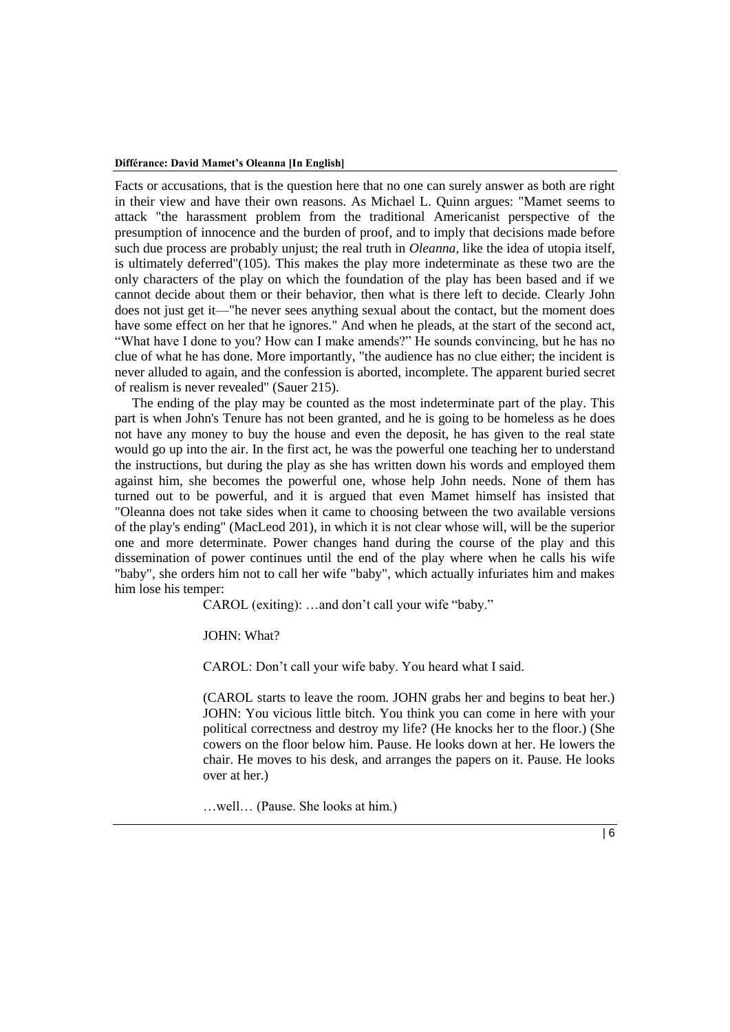Facts or accusations, that is the question here that no one can surely answer as both are right in their view and have their own reasons. As Michael L. Quinn argues: "Mamet seems to attack "the harassment problem from the traditional Americanist perspective of the presumption of innocence and the burden of proof, and to imply that decisions made before such due process are probably unjust; the real truth in *Oleanna*, like the idea of utopia itself, is ultimately deferred"(105). This makes the play more indeterminate as these two are the only characters of the play on which the foundation of the play has been based and if we cannot decide about them or their behavior, then what is there left to decide. Clearly John does not just get it—"he never sees anything sexual about the contact, but the moment does have some effect on her that he ignores." And when he pleads, at the start of the second act, "What have I done to you? How can I make amends?" He sounds convincing, but he has no clue of what he has done. More importantly, "the audience has no clue either; the incident is never alluded to again, and the confession is aborted, incomplete. The apparent buried secret of realism is never revealed" (Sauer 215).

The ending of the play may be counted as the most indeterminate part of the play. This part is when John's Tenure has not been granted, and he is going to be homeless as he does not have any money to buy the house and even the deposit, he has given to the real state would go up into the air. In the first act, he was the powerful one teaching her to understand the instructions, but during the play as she has written down his words and employed them against him, she becomes the powerful one, whose help John needs. None of them has turned out to be powerful, and it is argued that even Mamet himself has insisted that "Oleanna does not take sides when it came to choosing between the two available versions of the play's ending" (MacLeod 201), in which it is not clear whose will, will be the superior one and more determinate. Power changes hand during the course of the play and this dissemination of power continues until the end of the play where when he calls his wife "baby", she orders him not to call her wife "baby", which actually infuriates him and makes him lose his temper:

> CAROL (exiting): …and don't call your wife "baby."
>
> JOHN: What?
>
> CAROL: Don't call your wife baby. You heard what I said.
>
> (CAROL starts to leave the room. JOHN grabs her and begins to beat her.) JOHN: You vicious little bitch. You think you can come in here with your political correctness and destroy my life? (He knocks her to the floor.) (She cowers on the floor below him. Pause. He looks down at her. He lowers the chair. He moves to his desk, and arranges the papers on it. Pause. He looks over at her.)
>
> …well… (Pause. She looks at him.)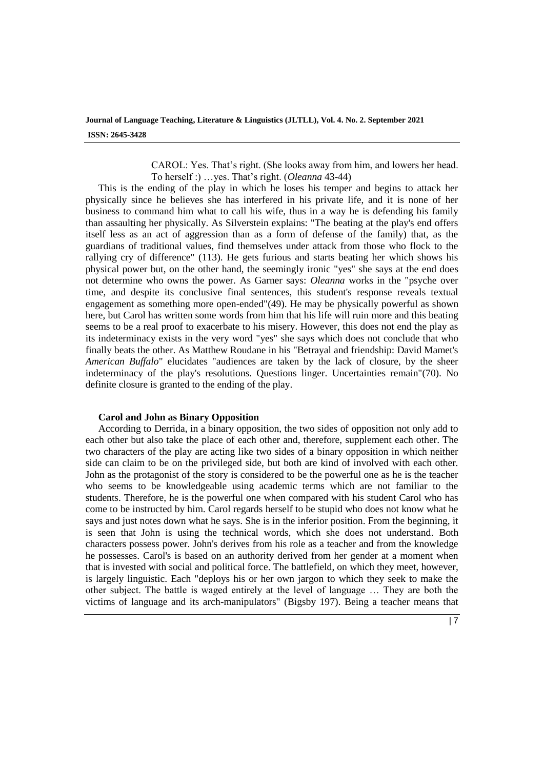CAROL: Yes. That's right. (She looks away from him, and lowers her head. To herself :) …yes. That's right. (*Oleanna* 43-44)

This is the ending of the play in which he loses his temper and begins to attack her physically since he believes she has interfered in his private life, and it is none of her business to command him what to call his wife, thus in a way he is defending his family than assaulting her physically. As Silverstein explains: "The beating at the play's end offers itself less as an act of aggression than as a form of defense of the family) that, as the guardians of traditional values, find themselves under attack from those who flock to the rallying cry of difference" (113). He gets furious and starts beating her which shows his physical power but, on the other hand, the seemingly ironic "yes" she says at the end does not determine who owns the power. As Garner says: *Oleanna* works in the "psyche over time, and despite its conclusive final sentences, this student's response reveals textual engagement as something more open-ended"(49). He may be physically powerful as shown here, but Carol has written some words from him that his life will ruin more and this beating seems to be a real proof to exacerbate to his misery. However, this does not end the play as its indeterminacy exists in the very word "yes" she says which does not conclude that who finally beats the other. As Matthew Roudane in his "Betrayal and friendship: David Mamet's *American Buffalo*" elucidates "audiences are taken by the lack of closure, by the sheer indeterminacy of the play's resolutions. Questions linger. Uncertainties remain"(70). No definite closure is granted to the ending of the play.

## Carol and John as Binary Opposition

According to Derrida, in a binary opposition, the two sides of opposition not only add to each other but also take the place of each other and, therefore, supplement each other. The two characters of the play are acting like two sides of a binary opposition in which neither side can claim to be on the privileged side, but both are kind of involved with each other. John as the protagonist of the story is considered to be the powerful one as he is the teacher who seems to be knowledgeable using academic terms which are not familiar to the students. Therefore, he is the powerful one when compared with his student Carol who has come to be instructed by him. Carol regards herself to be stupid who does not know what he says and just notes down what he says. She is in the inferior position. From the beginning, it is seen that John is using the technical words, which she does not understand. Both characters possess power. John's derives from his role as a teacher and from the knowledge he possesses. Carol's is based on an authority derived from her gender at a moment when that is invested with social and political force. The battlefield, on which they meet, however, is largely linguistic. Each "deploys his or her own jargon to which they seek to make the other subject. The battle is waged entirely at the level of language … They are both the victims of language and its arch-manipulators" (Bigsby 197). Being a teacher means that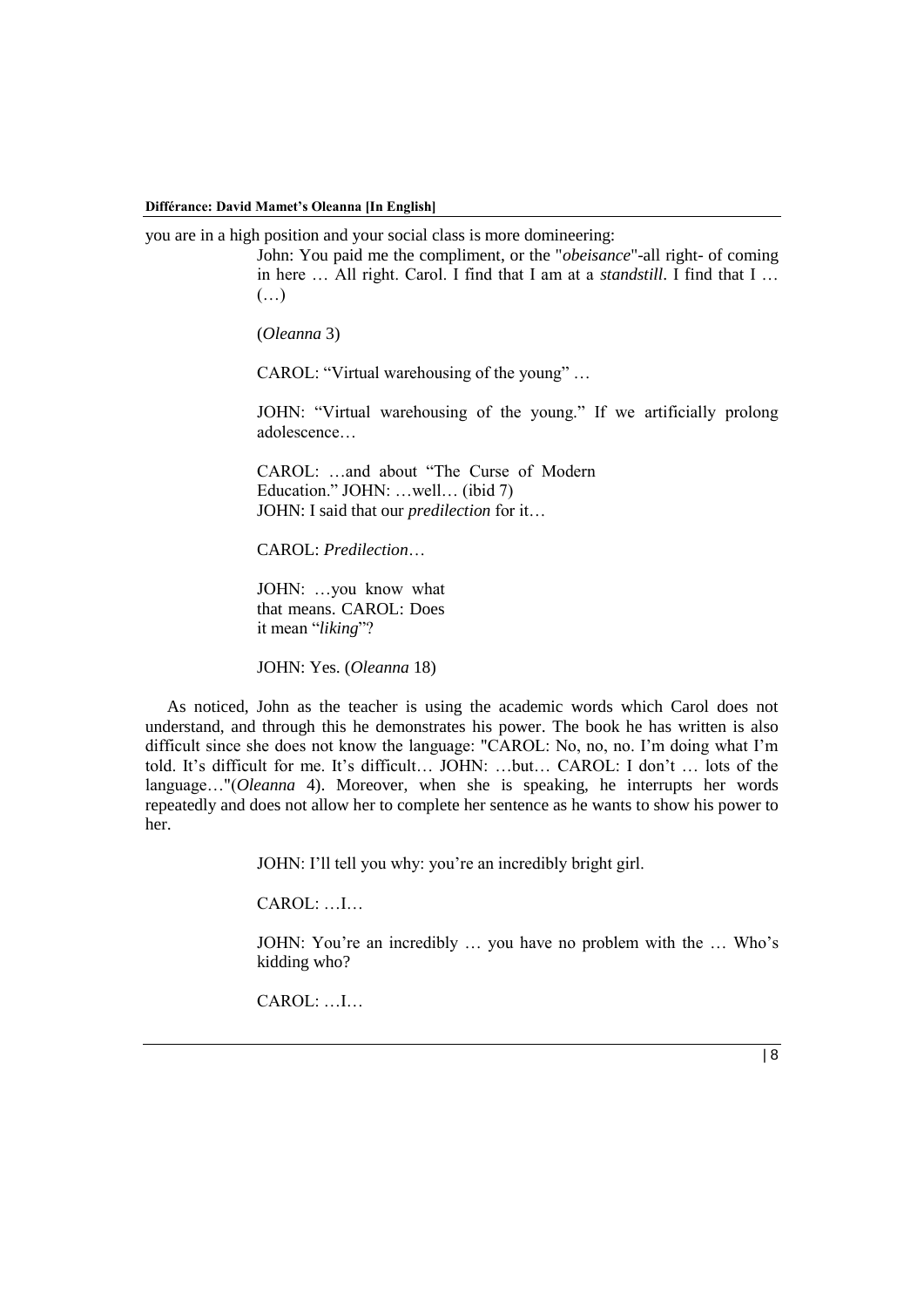you are in a high position and your social class is more domineering:

> John: You paid me the compliment, or the "*obeisance*"-all right- of coming in here … All right. Carol. I find that I am at a *standstill*. I find that I … (…)
>
> (*Oleanna* 3)
>
> CAROL: "Virtual warehousing of the young" …
>
> JOHN: "Virtual warehousing of the young." If we artificially prolong adolescence…
>
> CAROL: …and about "The Curse of Modern Education." JOHN: …well… (ibid 7)
> JOHN: I said that our *predilection* for it…
>
> CAROL: *Predilection*…
>
> JOHN: …you know what that means. CAROL: Does it mean "*liking*"?
>
> JOHN: Yes. (*Oleanna* 18)

As noticed, John as the teacher is using the academic words which Carol does not understand, and through this he demonstrates his power. The book he has written is also difficult since she does not know the language: "CAROL: No, no, no. I'm doing what I'm told. It's difficult for me. It's difficult… JOHN: …but… CAROL: I don't … lots of the language…"(*Oleanna* 4). Moreover, when she is speaking, he interrupts her words repeatedly and does not allow her to complete her sentence as he wants to show his power to her.

> JOHN: I'll tell you why: you're an incredibly bright girl.
>
> CAROL: …I…
>
> JOHN: You're an incredibly … you have no problem with the … Who's kidding who?
>
> CAROL: …I…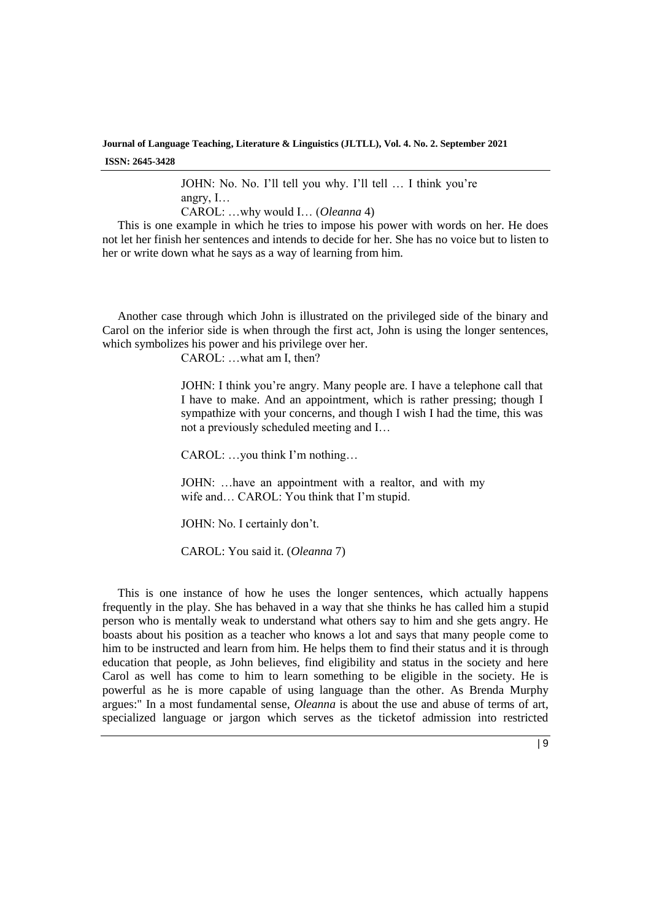> JOHN: No. No. I'll tell you why. I'll tell … I think you're angry, I…
>
> CAROL: …why would I… (*Oleanna* 4)

This is one example in which he tries to impose his power with words on her. He does not let her finish her sentences and intends to decide for her. She has no voice but to listen to her or write down what he says as a way of learning from him.

Another case through which John is illustrated on the privileged side of the binary and Carol on the inferior side is when through the first act, John is using the longer sentences, which symbolizes his power and his privilege over her.

> CAROL: …what am I, then?
>
> JOHN: I think you're angry. Many people are. I have a telephone call that I have to make. And an appointment, which is rather pressing; though I sympathize with your concerns, and though I wish I had the time, this was not a previously scheduled meeting and I…
>
> CAROL: …you think I'm nothing…
>
> JOHN: …have an appointment with a realtor, and with my wife and… CAROL: You think that I'm stupid.
>
> JOHN: No. I certainly don't.
>
> CAROL: You said it. (*Oleanna* 7)

This is one instance of how he uses the longer sentences, which actually happens frequently in the play. She has behaved in a way that she thinks he has called him a stupid person who is mentally weak to understand what others say to him and she gets angry. He boasts about his position as a teacher who knows a lot and says that many people come to him to be instructed and learn from him. He helps them to find their status and it is through education that people, as John believes, find eligibility and status in the society and here Carol as well has come to him to learn something to be eligible in the society. He is powerful as he is more capable of using language than the other. As Brenda Murphy argues:" In a most fundamental sense, *Oleanna* is about the use and abuse of terms of art, specialized language or jargon which serves as the ticketof admission into restricted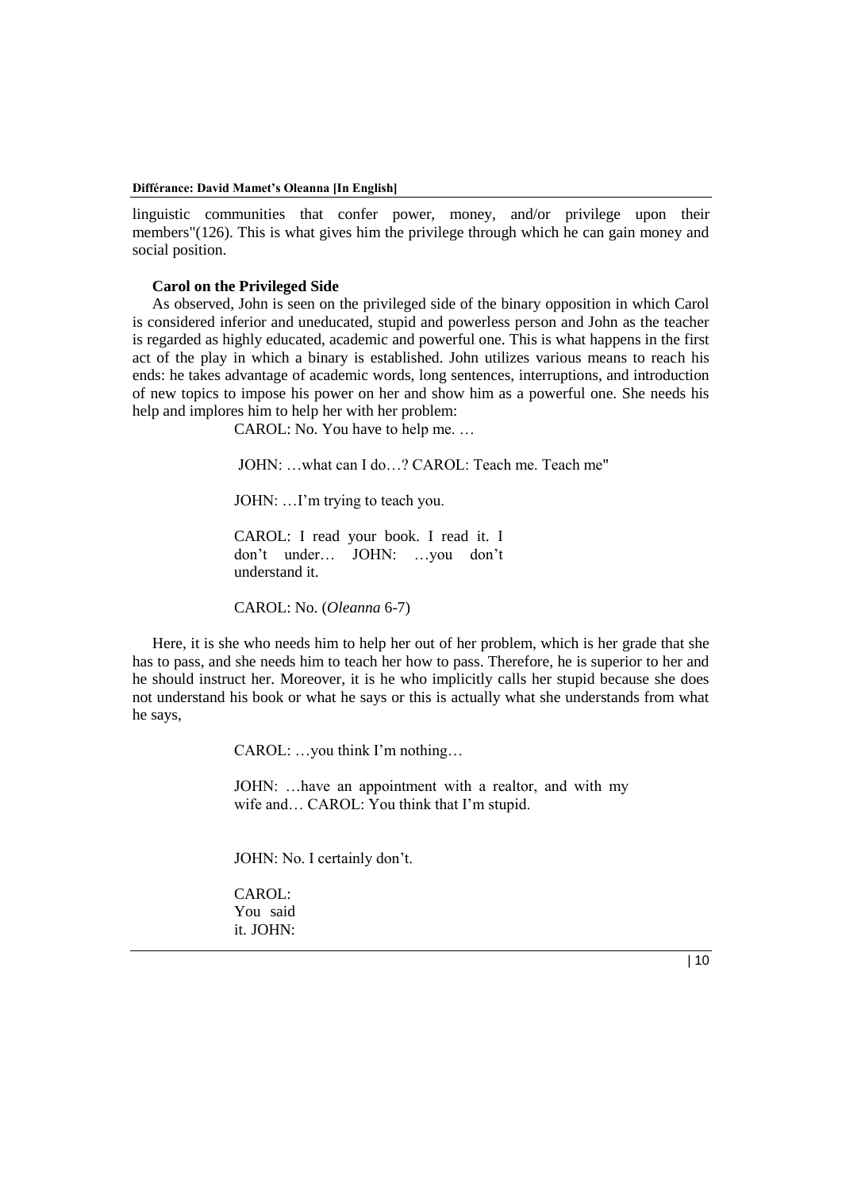linguistic communities that confer power, money, and/or privilege upon their members"(126). This is what gives him the privilege through which he can gain money and social position.

### Carol on the Privileged Side

As observed, John is seen on the privileged side of the binary opposition in which Carol is considered inferior and uneducated, stupid and powerless person and John as the teacher is regarded as highly educated, academic and powerful one. This is what happens in the first act of the play in which a binary is established. John utilizes various means to reach his ends: he takes advantage of academic words, long sentences, interruptions, and introduction of new topics to impose his power on her and show him as a powerful one. She needs his help and implores him to help her with her problem:

> CAROL: No. You have to help me. …
>
> JOHN: …what can I do…? CAROL: Teach me. Teach me"
>
> JOHN: …I'm trying to teach you.
>
> CAROL: I read your book. I read it. I don't under… JOHN: …you don't understand it.
>
> CAROL: No. (*Oleanna* 6-7)

Here, it is she who needs him to help her out of her problem, which is her grade that she has to pass, and she needs him to teach her how to pass. Therefore, he is superior to her and he should instruct her. Moreover, it is he who implicitly calls her stupid because she does not understand his book or what he says or this is actually what she understands from what he says,

> CAROL: …you think I'm nothing…
>
> JOHN: …have an appointment with a realtor, and with my wife and… CAROL: You think that I'm stupid.
>
> JOHN: No. I certainly don't.
>
> CAROL: You said it. JOHN: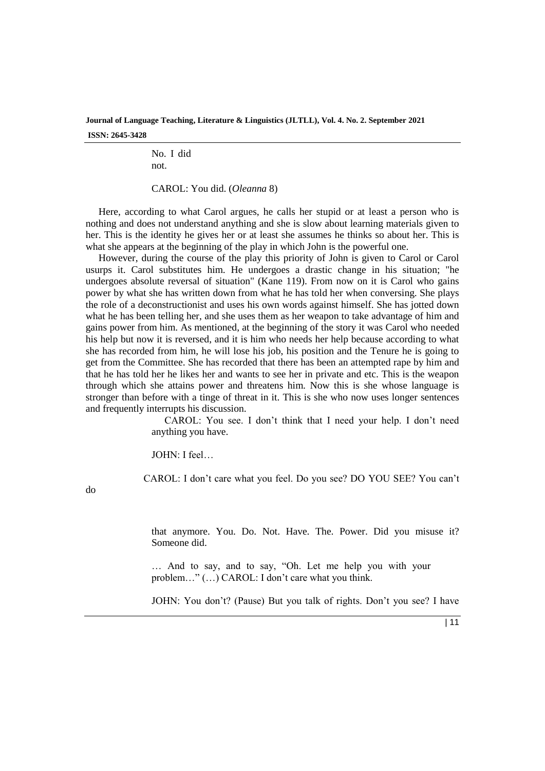> No. I did not.
>
> CAROL: You did. (*Oleanna* 8)

Here, according to what Carol argues, he calls her stupid or at least a person who is nothing and does not understand anything and she is slow about learning materials given to her. This is the identity he gives her or at least she assumes he thinks so about her. This is what she appears at the beginning of the play in which John is the powerful one.

However, during the course of the play this priority of John is given to Carol or Carol usurps it. Carol substitutes him. He undergoes a drastic change in his situation; "he undergoes absolute reversal of situation" (Kane 119). From now on it is Carol who gains power by what she has written down from what he has told her when conversing. She plays the role of a deconstructionist and uses his own words against himself. She has jotted down what he has been telling her, and she uses them as her weapon to take advantage of him and gains power from him. As mentioned, at the beginning of the story it was Carol who needed his help but now it is reversed, and it is him who needs her help because according to what she has recorded from him, he will lose his job, his position and the Tenure he is going to get from the Committee. She has recorded that there has been an attempted rape by him and that he has told her he likes her and wants to see her in private and etc. This is the weapon through which she attains power and threatens him. Now this is she whose language is stronger than before with a tinge of threat in it. This is she who now uses longer sentences and frequently interrupts his discussion.

> CAROL: You see. I don't think that I need your help. I don't need anything you have.
>
> JOHN: I feel…
>
> CAROL: I don't care what you feel. Do you see? DO YOU SEE? You can't do that anymore. You. Do. Not. Have. The. Power. Did you misuse it? Someone did.
>
> … And to say, and to say, "Oh. Let me help you with your problem…" (…) CAROL: I don't care what you think.
>
> JOHN: You don't? (Pause) But you talk of rights. Don't you see? I have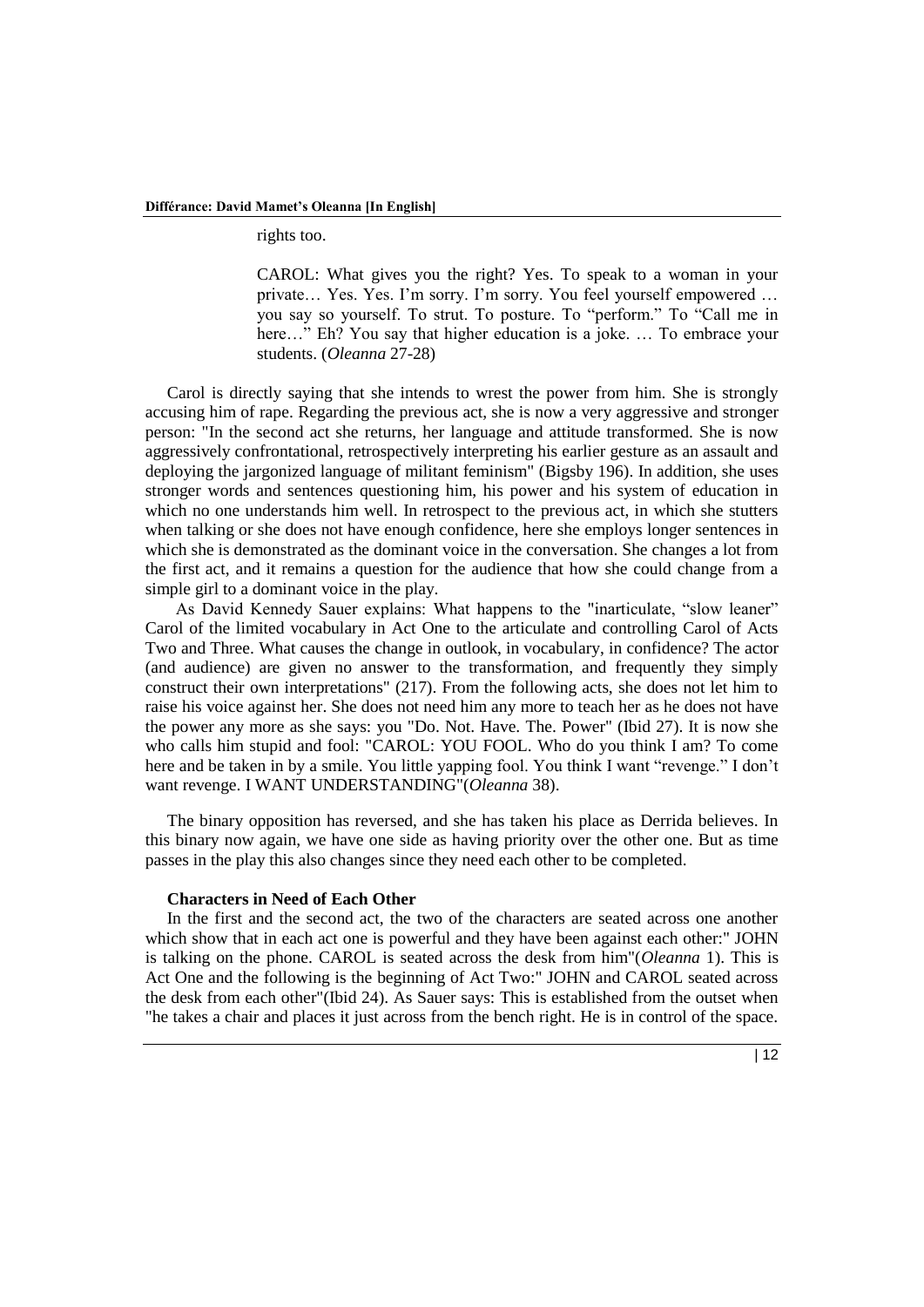rights too.

> CAROL: What gives you the right? Yes. To speak to a woman in your private… Yes. Yes. I'm sorry. I'm sorry. You feel yourself empowered … you say so yourself. To strut. To posture. To "perform." To "Call me in here…" Eh? You say that higher education is a joke. … To embrace your students. (*Oleanna* 27-28)

Carol is directly saying that she intends to wrest the power from him. She is strongly accusing him of rape. Regarding the previous act, she is now a very aggressive and stronger person: "In the second act she returns, her language and attitude transformed. She is now aggressively confrontational, retrospectively interpreting his earlier gesture as an assault and deploying the jargonized language of militant feminism" (Bigsby 196). In addition, she uses stronger words and sentences questioning him, his power and his system of education in which no one understands him well. In retrospect to the previous act, in which she stutters when talking or she does not have enough confidence, here she employs longer sentences in which she is demonstrated as the dominant voice in the conversation. She changes a lot from the first act, and it remains a question for the audience that how she could change from a simple girl to a dominant voice in the play.

As David Kennedy Sauer explains: What happens to the "inarticulate, "slow leaner" Carol of the limited vocabulary in Act One to the articulate and controlling Carol of Acts Two and Three. What causes the change in outlook, in vocabulary, in confidence? The actor (and audience) are given no answer to the transformation, and frequently they simply construct their own interpretations" (217). From the following acts, she does not let him to raise his voice against her. She does not need him any more to teach her as he does not have the power any more as she says: you "Do. Not. Have. The. Power" (Ibid 27). It is now she who calls him stupid and fool: "CAROL: YOU FOOL. Who do you think I am? To come here and be taken in by a smile. You little yapping fool. You think I want "revenge." I don't want revenge. I WANT UNDERSTANDING"(*Oleanna* 38).

The binary opposition has reversed, and she has taken his place as Derrida believes. In this binary now again, we have one side as having priority over the other one. But as time passes in the play this also changes since they need each other to be completed.

**Characters in Need of Each Other**

In the first and the second act, the two of the characters are seated across one another which show that in each act one is powerful and they have been against each other:" JOHN is talking on the phone. CAROL is seated across the desk from him"(*Oleanna* 1). This is Act One and the following is the beginning of Act Two:" JOHN and CAROL seated across the desk from each other"(Ibid 24). As Sauer says: This is established from the outset when "he takes a chair and places it just across from the bench right. He is in control of the space.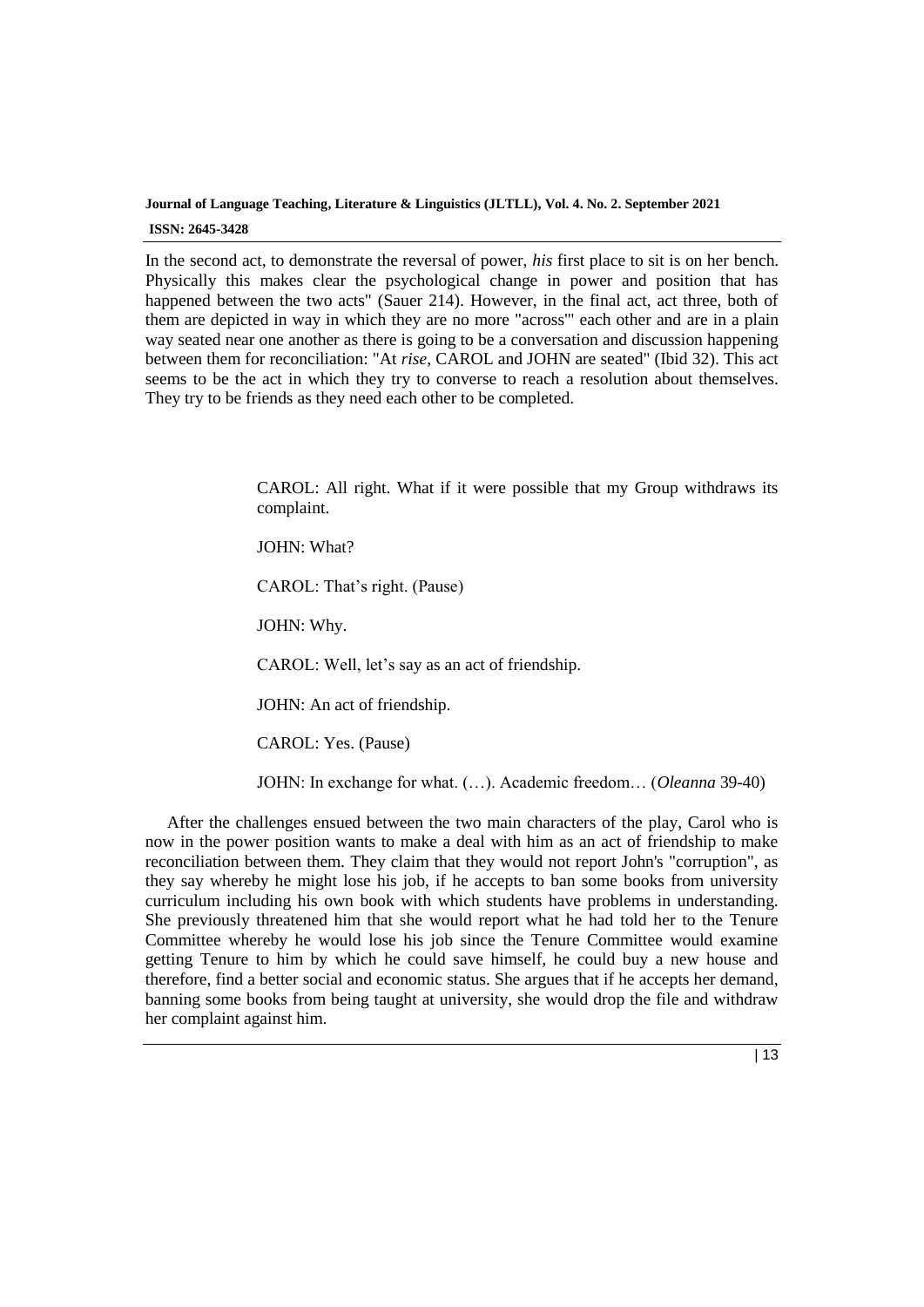In the second act, to demonstrate the reversal of power, *his* first place to sit is on her bench. Physically this makes clear the psychological change in power and position that has happened between the two acts" (Sauer 214). However, in the final act, act three, both of them are depicted in way in which they are no more "across'" each other and are in a plain way seated near one another as there is going to be a conversation and discussion happening between them for reconciliation: "At *rise*, CAROL and JOHN are seated" (Ibid 32). This act seems to be the act in which they try to converse to reach a resolution about themselves. They try to be friends as they need each other to be completed.

> CAROL: All right. What if it were possible that my Group withdraws its complaint.
>
> JOHN: What?
>
> CAROL: That's right. (Pause)
>
> JOHN: Why.
>
> CAROL: Well, let's say as an act of friendship.
>
> JOHN: An act of friendship.
>
> CAROL: Yes. (Pause)
>
> JOHN: In exchange for what. (…). Academic freedom… (*Oleanna* 39-40)

After the challenges ensued between the two main characters of the play, Carol who is now in the power position wants to make a deal with him as an act of friendship to make reconciliation between them. They claim that they would not report John's "corruption", as they say whereby he might lose his job, if he accepts to ban some books from university curriculum including his own book with which students have problems in understanding. She previously threatened him that she would report what he had told her to the Tenure Committee whereby he would lose his job since the Tenure Committee would examine getting Tenure to him by which he could save himself, he could buy a new house and therefore, find a better social and economic status. She argues that if he accepts her demand, banning some books from being taught at university, she would drop the file and withdraw her complaint against him.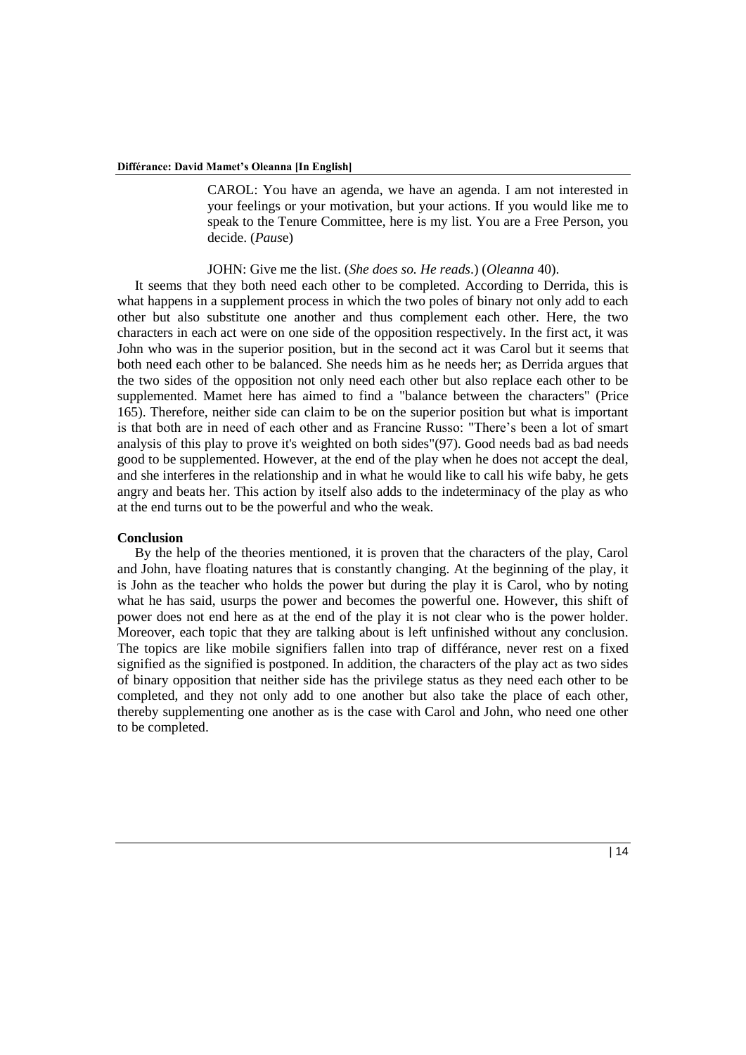> CAROL: You have an agenda, we have an agenda. I am not interested in your feelings or your motivation, but your actions. If you would like me to speak to the Tenure Committee, here is my list. You are a Free Person, you decide. (*Pause*)
>
> JOHN: Give me the list. (*She does so. He reads*.) (*Oleanna* 40).

It seems that they both need each other to be completed. According to Derrida, this is what happens in a supplement process in which the two poles of binary not only add to each other but also substitute one another and thus complement each other. Here, the two characters in each act were on one side of the opposition respectively. In the first act, it was John who was in the superior position, but in the second act it was Carol but it seems that both need each other to be balanced. She needs him as he needs her; as Derrida argues that the two sides of the opposition not only need each other but also replace each other to be supplemented. Mamet here has aimed to find a "balance between the characters" (Price 165). Therefore, neither side can claim to be on the superior position but what is important is that both are in need of each other and as Francine Russo: "There's been a lot of smart analysis of this play to prove it's weighted on both sides"(97). Good needs bad as bad needs good to be supplemented. However, at the end of the play when he does not accept the deal, and she interferes in the relationship and in what he would like to call his wife baby, he gets angry and beats her. This action by itself also adds to the indeterminacy of the play as who at the end turns out to be the powerful and who the weak.

**Conclusion**

By the help of the theories mentioned, it is proven that the characters of the play, Carol and John, have floating natures that is constantly changing. At the beginning of the play, it is John as the teacher who holds the power but during the play it is Carol, who by noting what he has said, usurps the power and becomes the powerful one. However, this shift of power does not end here as at the end of the play it is not clear who is the power holder. Moreover, each topic that they are talking about is left unfinished without any conclusion. The topics are like mobile signifiers fallen into trap of différance, never rest on a fixed signified as the signified is postponed. In addition, the characters of the play act as two sides of binary opposition that neither side has the privilege status as they need each other to be completed, and they not only add to one another but also take the place of each other, thereby supplementing one another as is the case with Carol and John, who need one other to be completed.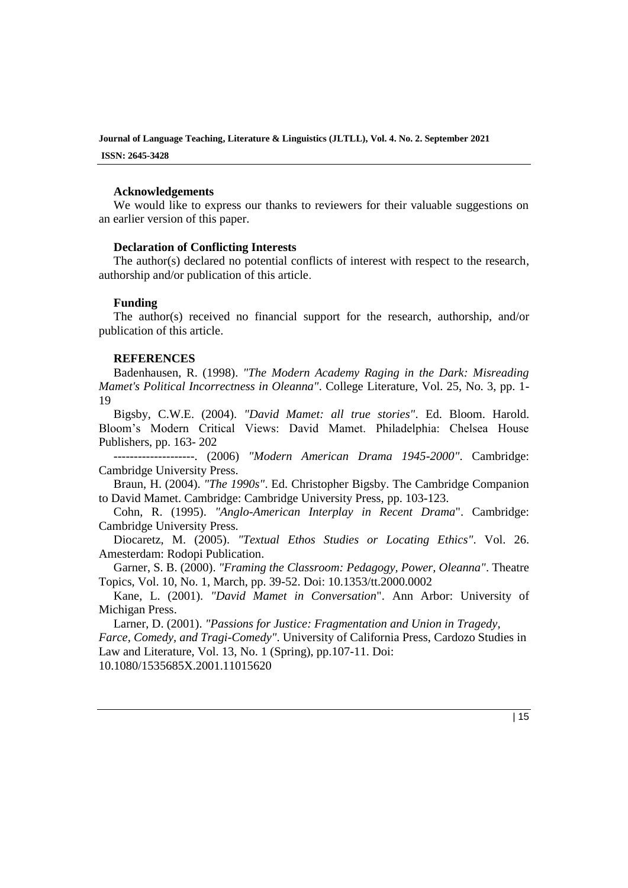### Acknowledgements

We would like to express our thanks to reviewers for their valuable suggestions on an earlier version of this paper.

### Declaration of Conflicting Interests

The author(s) declared no potential conflicts of interest with respect to the research, authorship and/or publication of this article.

### Funding

The author(s) received no financial support for the research, authorship, and/or publication of this article.

### REFERENCES

Badenhausen, R. (1998). *"The Modern Academy Raging in the Dark: Misreading Mamet's Political Incorrectness in Oleanna"*. College Literature, Vol. 25, No. 3, pp. 1-19

Bigsby, C.W.E. (2004). *"David Mamet: all true stories"*. Ed. Bloom. Harold. Bloom's Modern Critical Views: David Mamet. Philadelphia: Chelsea House Publishers, pp. 163- 202

--------------------. (2006) *"Modern American Drama 1945-2000"*. Cambridge: Cambridge University Press.

Braun, H. (2004). *"The 1990s"*. Ed. Christopher Bigsby. The Cambridge Companion to David Mamet. Cambridge: Cambridge University Press, pp. 103-123.

Cohn, R. (1995). *"Anglo-American Interplay in Recent Drama*". Cambridge: Cambridge University Press.

Diocaretz, M. (2005). *"Textual Ethos Studies or Locating Ethics"*. Vol. 26. Amesterdam: Rodopi Publication.

Garner, S. B. (2000). *"Framing the Classroom: Pedagogy, Power, Oleanna"*. Theatre Topics, Vol. 10, No. 1, March, pp. 39-52. Doi: 10.1353/tt.2000.0002

Kane, L. (2001). *"David Mamet in Conversation*". Ann Arbor: University of Michigan Press.

Larner, D. (2001). *"Passions for Justice: Fragmentation and Union in Tragedy, Farce, Comedy, and Tragi-Comedy"*. University of California Press, Cardozo Studies in Law and Literature, Vol. 13, No. 1 (Spring), pp.107-11. Doi: 10.1080/1535685X.2001.11015620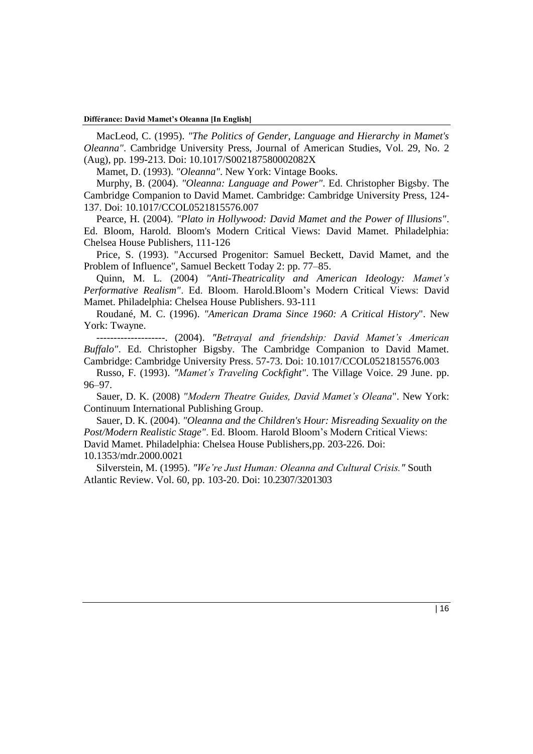MacLeod, C. (1995). *"The Politics of Gender, Language and Hierarchy in Mamet's Oleanna"*. Cambridge University Press, Journal of American Studies, Vol. 29, No. 2 (Aug), pp. 199-213. Doi: 10.1017/S002187580002082X

Mamet, D. (1993). *"Oleanna"*. New York: Vintage Books.

Murphy, B. (2004). *"Oleanna: Language and Power"*. Ed. Christopher Bigsby. The Cambridge Companion to David Mamet. Cambridge: Cambridge University Press, 124-137. Doi: 10.1017/CCOL0521815576.007

Pearce, H. (2004). *"Plato in Hollywood: David Mamet and the Power of Illusions"*. Ed. Bloom, Harold. Bloom's Modern Critical Views: David Mamet. Philadelphia: Chelsea House Publishers, 111-126

Price, S. (1993). "Accursed Progenitor: Samuel Beckett, David Mamet, and the Problem of Influence", Samuel Beckett Today 2: pp. 77–85.

Quinn, M. L. (2004) *"Anti-Theatricality and American Ideology: Mamet's Performative Realism"*. Ed. Bloom. Harold.Bloom's Modern Critical Views: David Mamet. Philadelphia: Chelsea House Publishers. 93-111

Roudané, M. C. (1996). *"American Drama Since 1960: A Critical History*". New York: Twayne.

--------------------. (2004). *"Betrayal and friendship: David Mamet's American Buffalo"*. Ed. Christopher Bigsby. The Cambridge Companion to David Mamet. Cambridge: Cambridge University Press. 57-73. Doi: 10.1017/CCOL0521815576.003

Russo, F. (1993). *"Mamet's Traveling Cockfight"*. The Village Voice. 29 June. pp. 96–97.

Sauer, D. K. (2008) *"Modern Theatre Guides, David Mamet's Oleana*". New York: Continuum International Publishing Group.

Sauer, D. K. (2004). *"Oleanna and the Children's Hour: Misreading Sexuality on the Post/Modern Realistic Stage"*. Ed. Bloom. Harold Bloom's Modern Critical Views: David Mamet. Philadelphia: Chelsea House Publishers,pp. 203-226. Doi: 10.1353/mdr.2000.0021

Silverstein, M. (1995). *"We're Just Human: Oleanna and Cultural Crisis."* South Atlantic Review. Vol. 60, pp. 103-20. Doi: 10.2307/3201303